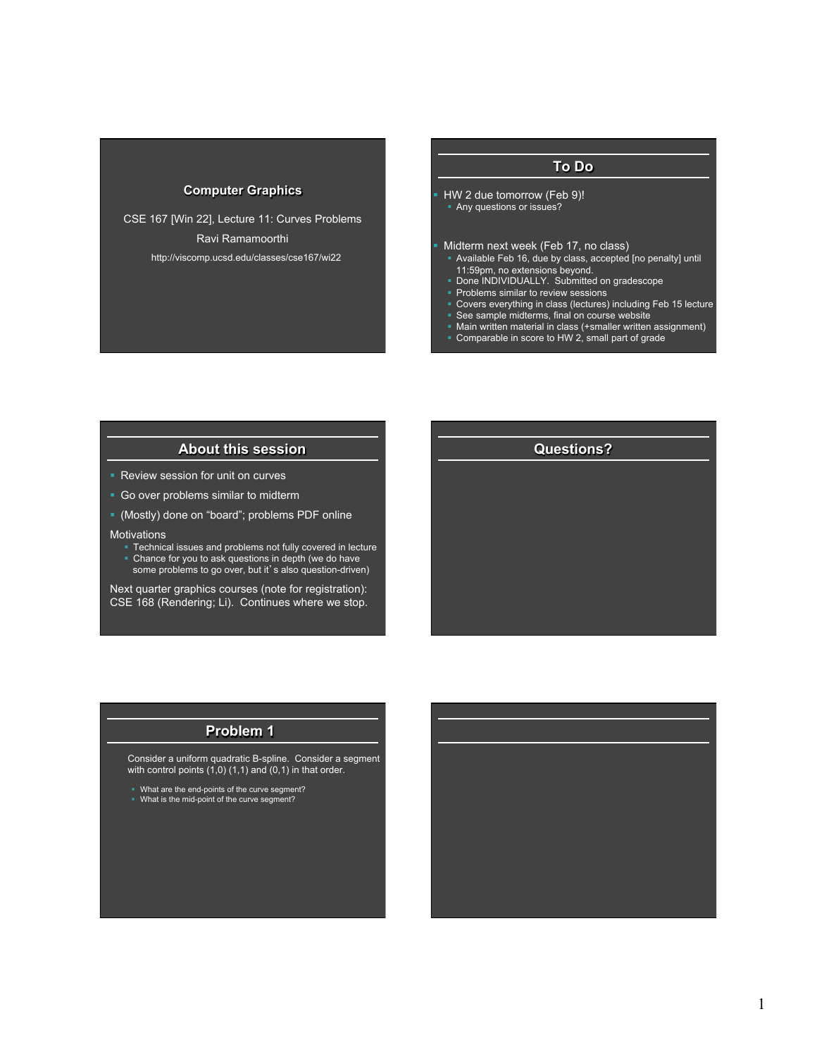## Computer Graphics

CSE 167 [Win 22], Lecture 11: Curves Problems

Ravi Ramamoorthi

http://viscomp.ucsd.edu/classes/cse167/wi22

## To Do

- HW 2 due tomorrow (Feb 9)!
  - Any questions or issues?
- Midterm next week (Feb 17, no class)
  - Available Feb 16, due by class, accepted [no penalty] until 11:59pm, no extensions beyond.
  - Done INDIVIDUALLY. Submitted on gradescope
  - Problems similar to review sessions
  - Covers everything in class (lectures) including Feb 15 lecture
  - See sample midterms, final on course website
  - Main written material in class (+smaller written assignment)
  - Comparable in score to HW 2, small part of grade

## About this session

- Review session for unit on curves
- Go over problems similar to midterm
- (Mostly) done on "board"; problems PDF online

Motivations
- Technical issues and problems not fully covered in lecture
- Chance for you to ask questions in depth (we do have some problems to go over, but it's also question-driven)

Next quarter graphics courses (note for registration): CSE 168 (Rendering; Li). Continues where we stop.

## Questions?

## Problem 1

Consider a uniform quadratic B-spline. Consider a segment with control points (1,0) (1,1) and (0,1) in that order.

- What are the end-points of the curve segment?
- What is the mid-point of the curve segment?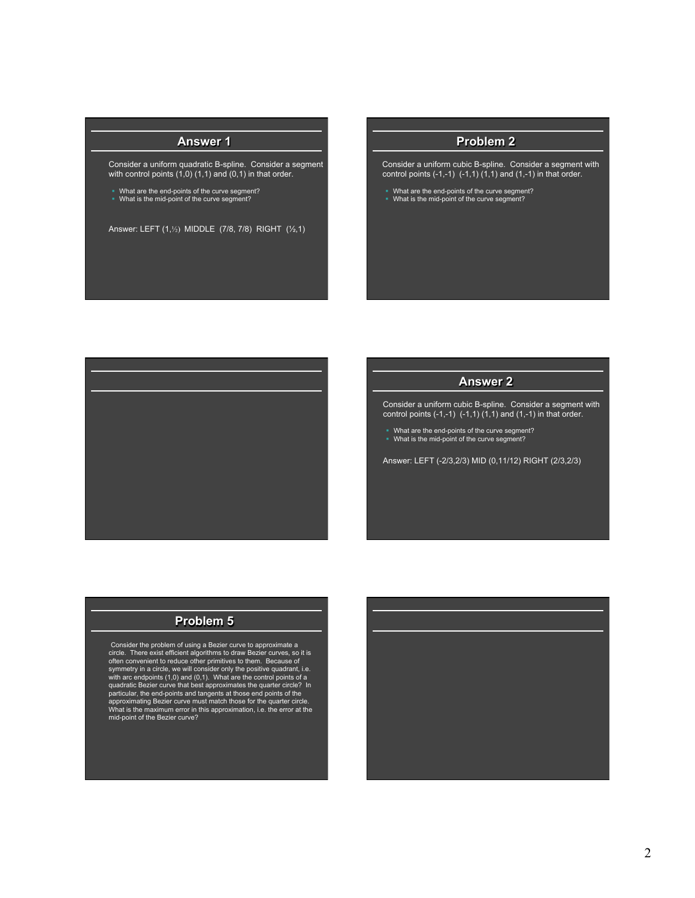## Answer 1

Consider a uniform quadratic B-spline. Consider a segment with control points (1,0) (1,1) and (0,1) in that order.

- What are the end-points of the curve segment?
- What is the mid-point of the curve segment?

Answer: LEFT (1,½) MIDDLE (7/8, 7/8) RIGHT (½,1)

## Problem 2

Consider a uniform cubic B-spline. Consider a segment with control points (-1,-1) (-1,1) (1,1) and (1,-1) in that order.

- What are the end-points of the curve segment?
- What is the mid-point of the curve segment?

## Answer 2

Consider a uniform cubic B-spline. Consider a segment with control points (-1,-1) (-1,1) (1,1) and (1,-1) in that order.

- What are the end-points of the curve segment?
- What is the mid-point of the curve segment?

Answer: LEFT (-2/3,2/3) MID (0,11/12) RIGHT (2/3,2/3)

## Problem 5

Consider the problem of using a Bezier curve to approximate a circle. There exist efficient algorithms to draw Bezier curves, so it is often convenient to reduce other primitives to them. Because of symmetry in a circle, we will consider only the positive quadrant, i.e. with arc endpoints (1,0) and (0,1). What are the control points of a quadratic Bezier curve that best approximates the quarter circle? In particular, the end-points and tangents at those end points of the approximating Bezier curve must match those for the quarter circle. What is the maximum error in this approximation, i.e. the error at the mid-point of the Bezier curve?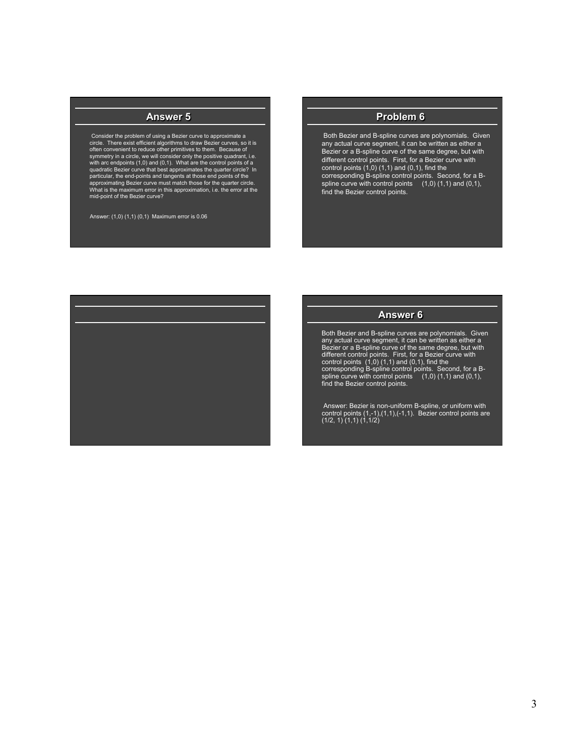## Answer 5

Consider the problem of using a Bezier curve to approximate a circle. There exist efficient algorithms to draw Bezier curves, so it is often convenient to reduce other primitives to them. Because of symmetry in a circle, we will consider only the positive quadrant, i.e. with arc endpoints (1,0) and (0,1). What are the control points of a quadratic Bezier curve that best approximates the quarter circle? In particular, the end-points and tangents at those end points of the approximating Bezier curve must match those for the quarter circle. What is the maximum error in this approximation, i.e. the error at the mid-point of the Bezier curve?

Answer: (1,0) (1,1) (0,1) Maximum error is 0.06

## Problem 6

Both Bezier and B-spline curves are polynomials. Given any actual curve segment, it can be written as either a Bezier or a B-spline curve of the same degree, but with different control points. First, for a Bezier curve with control points (1,0) (1,1) and (0,1), find the corresponding B-spline control points. Second, for a B-spline curve with control points (1,0) (1,1) and (0,1), find the Bezier control points.

## Answer 6

Both Bezier and B-spline curves are polynomials. Given any actual curve segment, it can be written as either a Bezier or a B-spline curve of the same degree, but with different control points. First, for a Bezier curve with control points (1,0) (1,1) and (0,1), find the corresponding B-spline control points. Second, for a B-spline curve with control points (1,0) (1,1) and (0,1), find the Bezier control points.

Answer: Bezier is non-uniform B-spline, or uniform with control points (1,-1),(1,1),(-1,1). Bezier control points are (1/2, 1) (1,1) (1,1/2)